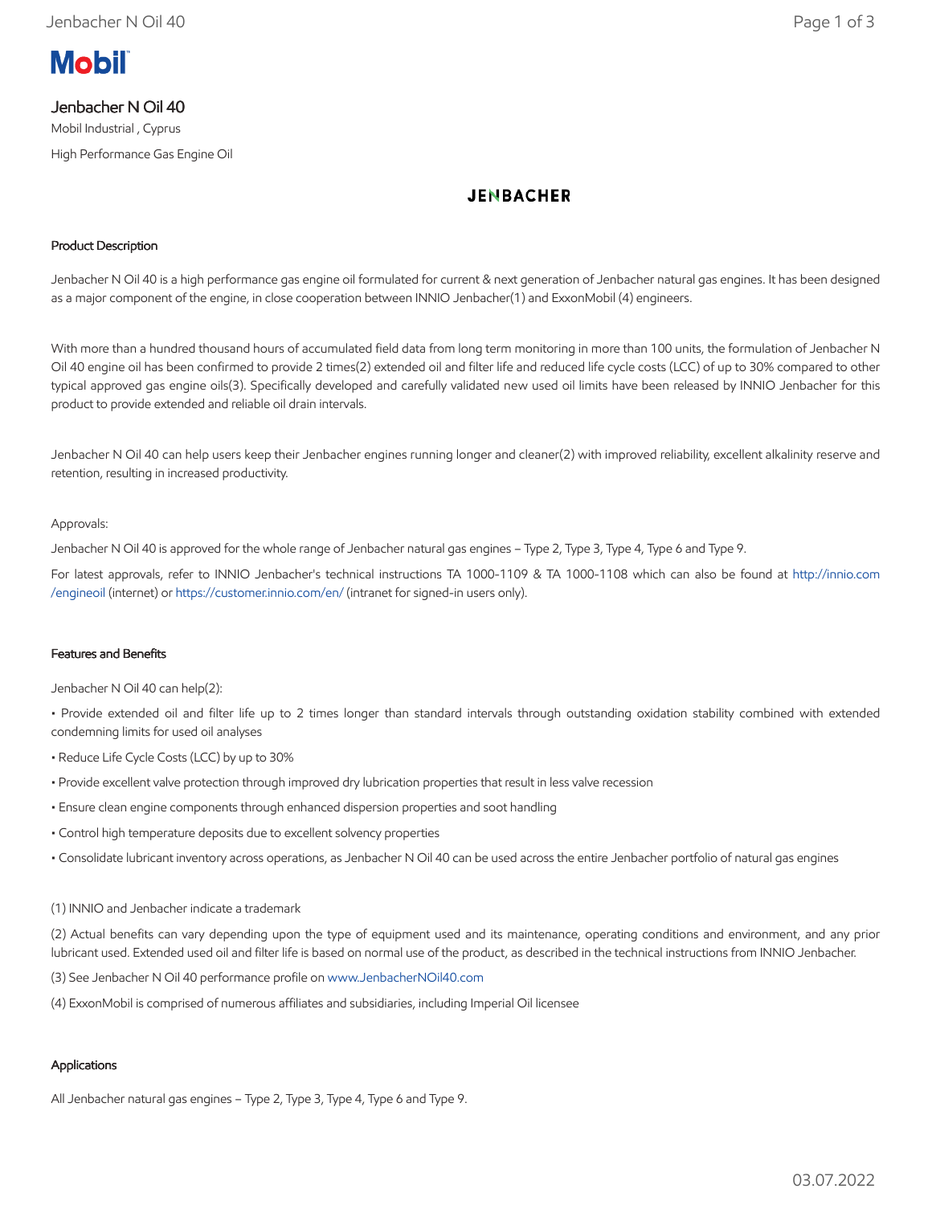Mobil

# Jenbacher N Oil 40

Mobil Industrial , Cyprus

High Performance Gas Engine Oil

JENBACHER

## Product Description

Jenbacher N Oil 40 is a high performance gas engine oil formulated for current & next generation of Jenbacher natural gas engines. It has been designed as a major component of the engine, in close cooperation between INNIO Jenbacher(1) and ExxonMobil (4) engineers.

With more than a hundred thousand hours of accumulated field data from long term monitoring in more than 100 units, the formulation of Jenbacher N Oil 40 engine oil has been confirmed to provide 2 times(2) extended oil and filter life and reduced life cycle costs (LCC) of up to 30% compared to other typical approved gas engine oils(3). Specifically developed and carefully validated new used oil limits have been released by INNIO Jenbacher for this product to provide extended and reliable oil drain intervals.

Jenbacher N Oil 40 can help users keep their Jenbacher engines running longer and cleaner(2) with improved reliability, excellent alkalinity reserve and retention, resulting in increased productivity.

Approvals:

Jenbacher N Oil 40 is approved for the whole range of Jenbacher natural gas engines – Type 2, Type 3, Type 4, Type 6 and Type 9.

For latest approvals, refer to INNIO Jenbacher's technical instructions TA 1000-1109 & TA 1000-1108 which can also be found at http://innio.com/engineoil (internet) or https://customer.innio.com/en/ (intranet for signed-in users only).

## Features and Benefits

Jenbacher N Oil 40 can help(2):

- Provide extended oil and filter life up to 2 times longer than standard intervals through outstanding oxidation stability combined with extended condemning limits for used oil analyses
- Reduce Life Cycle Costs (LCC) by up to 30%
- Provide excellent valve protection through improved dry lubrication properties that result in less valve recession
- Ensure clean engine components through enhanced dispersion properties and soot handling
- Control high temperature deposits due to excellent solvency properties
- Consolidate lubricant inventory across operations, as Jenbacher N Oil 40 can be used across the entire Jenbacher portfolio of natural gas engines

(1) INNIO and Jenbacher indicate a trademark

(2) Actual benefits can vary depending upon the type of equipment used and its maintenance, operating conditions and environment, and any prior lubricant used. Extended used oil and filter life is based on normal use of the product, as described in the technical instructions from INNIO Jenbacher.

(3) See Jenbacher N Oil 40 performance profile on www.JenbacherNOil40.com

(4) ExxonMobil is comprised of numerous affiliates and subsidiaries, including Imperial Oil licensee

## Applications

All Jenbacher natural gas engines – Type 2, Type 3, Type 4, Type 6 and Type 9.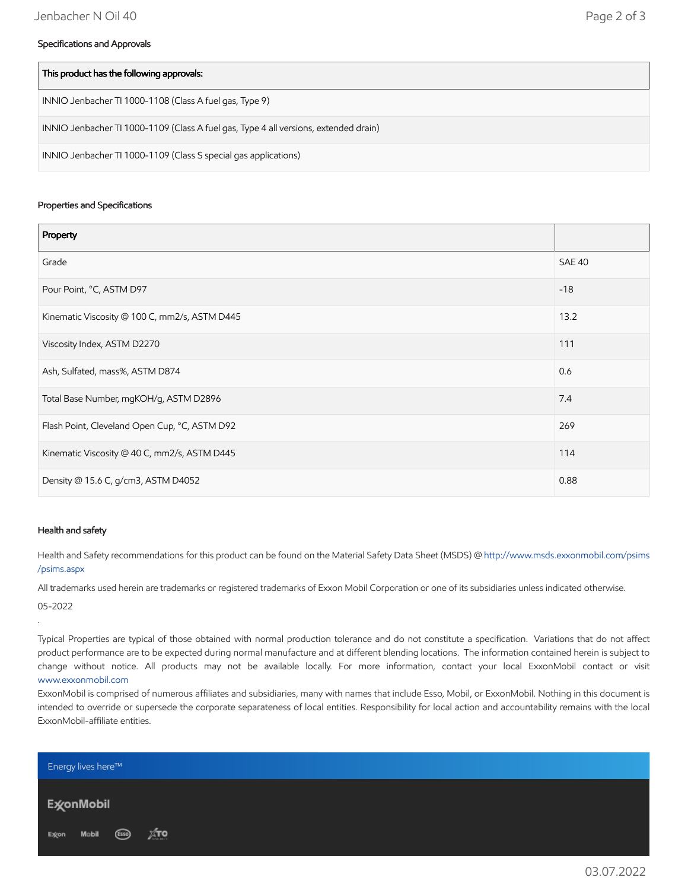## Specifications and Approvals

| This product has the following approvals: |
| --- |
| INNIO Jenbacher TI 1000-1108 (Class A fuel gas, Type 9) |
| INNIO Jenbacher TI 1000-1109 (Class A fuel gas, Type 4 all versions, extended drain) |
| INNIO Jenbacher TI 1000-1109 (Class S special gas applications) |

## Properties and Specifications

| Property | |
| --- | --- |
| Grade | SAE 40 |
| Pour Point, °C, ASTM D97 | -18 |
| Kinematic Viscosity @ 100 C, mm2/s, ASTM D445 | 13.2 |
| Viscosity Index, ASTM D2270 | 111 |
| Ash, Sulfated, mass%, ASTM D874 | 0.6 |
| Total Base Number, mgKOH/g, ASTM D2896 | 7.4 |
| Flash Point, Cleveland Open Cup, °C, ASTM D92 | 269 |
| Kinematic Viscosity @ 40 C, mm2/s, ASTM D445 | 114 |
| Density @ 15.6 C, g/cm3, ASTM D4052 | 0.88 |

## Health and safety

Health and Safety recommendations for this product can be found on the Material Safety Data Sheet (MSDS) @ http://www.msds.exxonmobil.com/psims/psims.aspx

All trademarks used herein are trademarks or registered trademarks of Exxon Mobil Corporation or one of its subsidiaries unless indicated otherwise.

05-2022

.

Typical Properties are typical of those obtained with normal production tolerance and do not constitute a specification. Variations that do not affect product performance are to be expected during normal manufacture and at different blending locations. The information contained herein is subject to change without notice. All products may not be available locally. For more information, contact your local ExxonMobil contact or visit www.exxonmobil.com

ExxonMobil is comprised of numerous affiliates and subsidiaries, many with names that include Esso, Mobil, or ExxonMobil. Nothing in this document is intended to override or supersede the corporate separateness of local entities. Responsibility for local action and accountability remains with the local ExxonMobil-affiliate entities.

Energy lives here™

ExxonMobil

Exxon Mobil Esso XTO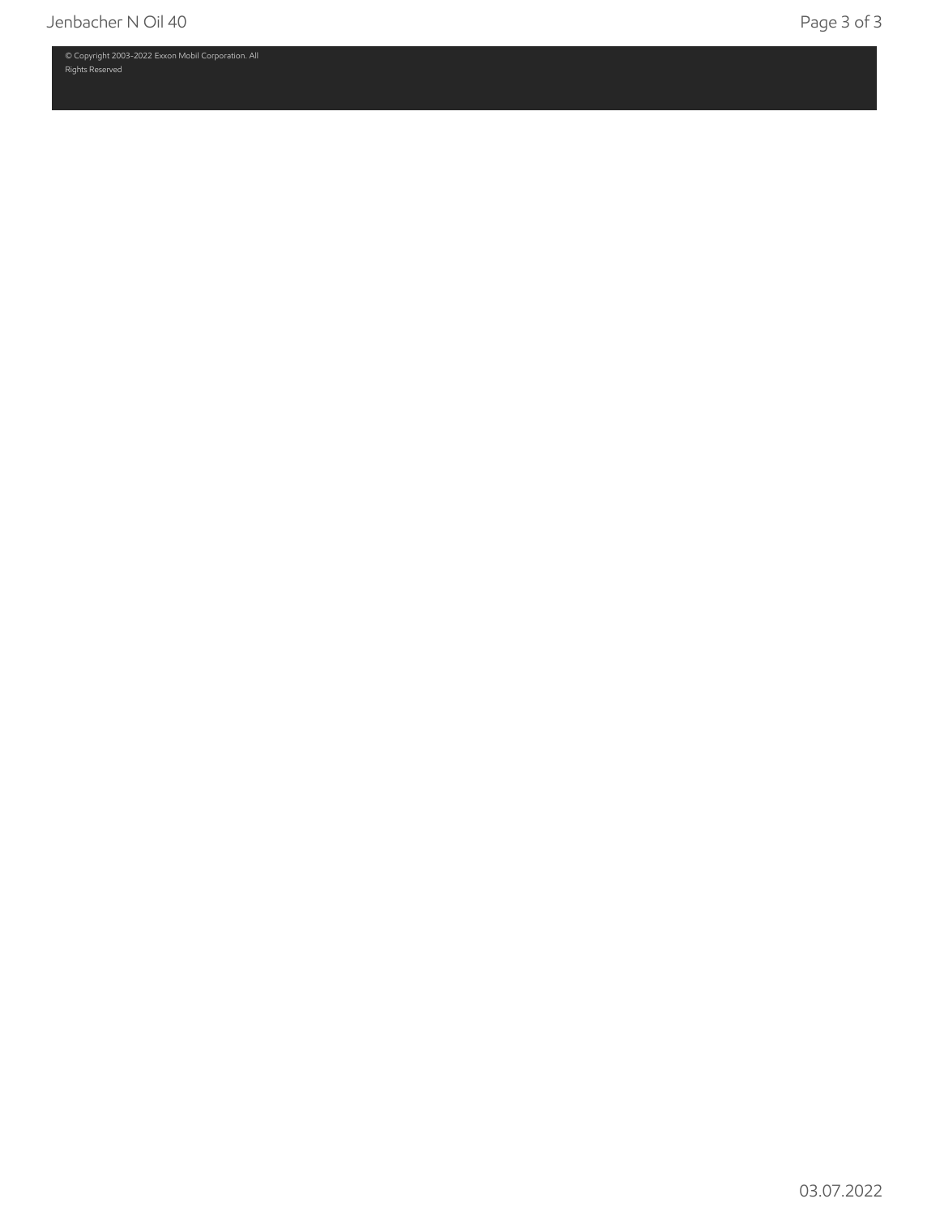© Copyright 2003-2022 Exxon Mobil Corporation. All Rights Reserved